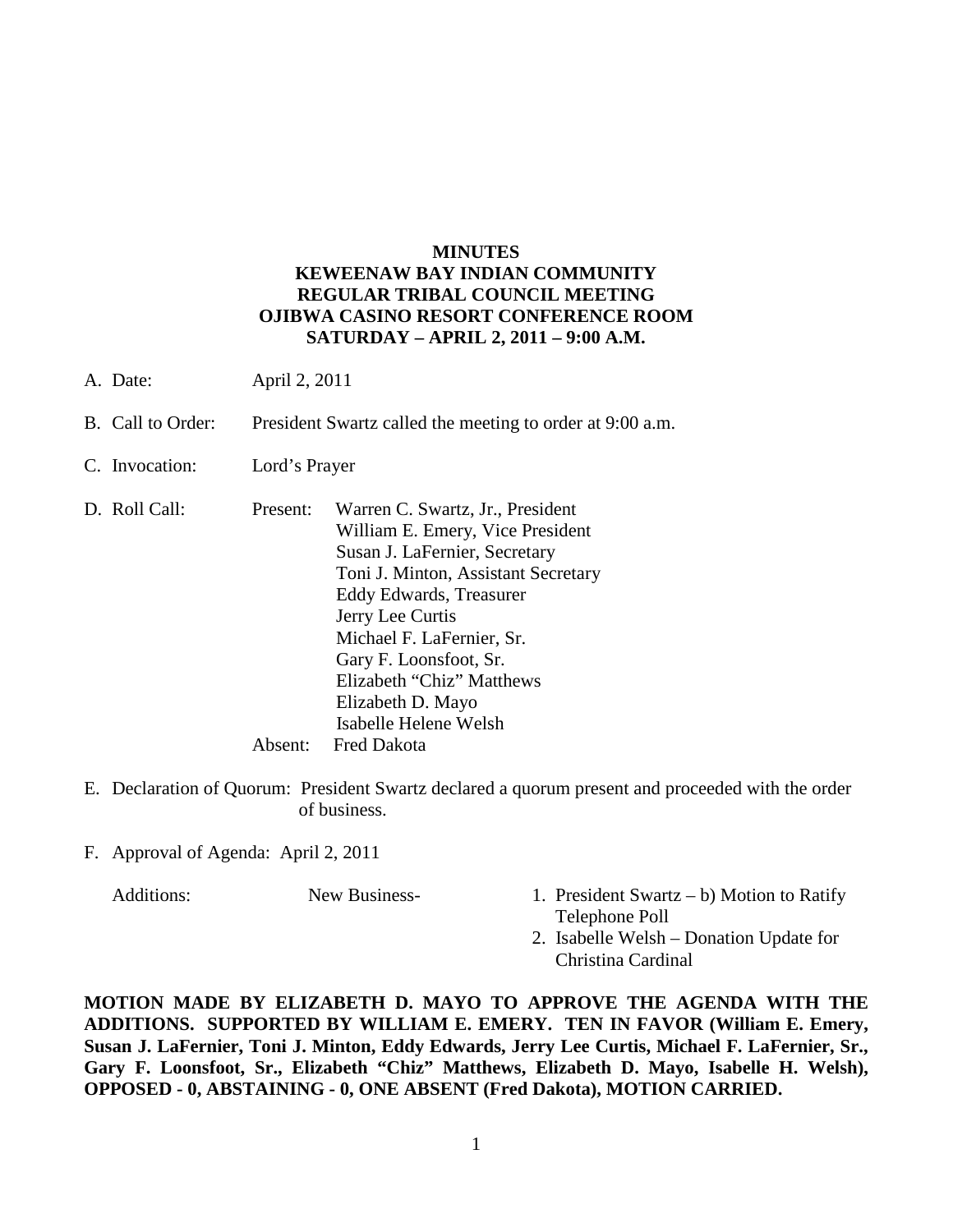**MINUTES**
**KEWEENAW BAY INDIAN COMMUNITY**
**REGULAR TRIBAL COUNCIL MEETING**
**OJIBWA CASINO RESORT CONFERENCE ROOM**
**SATURDAY – APRIL 2, 2011 – 9:00 A.M.**

A. Date: April 2, 2011

B. Call to Order: President Swartz called the meeting to order at 9:00 a.m.

C. Invocation: Lord's Prayer

D. Roll Call:

Present:
- Warren C. Swartz, Jr., President
- William E. Emery, Vice President
- Susan J. LaFernier, Secretary
- Toni J. Minton, Assistant Secretary
- Eddy Edwards, Treasurer
- Jerry Lee Curtis
- Michael F. LaFernier, Sr.
- Gary F. Loonsfoot, Sr.
- Elizabeth "Chiz" Matthews
- Elizabeth D. Mayo
- Isabelle Helene Welsh

Absent: Fred Dakota

E. Declaration of Quorum: President Swartz declared a quorum present and proceeded with the order of business.

F. Approval of Agenda: April 2, 2011

Additions: New Business-
1. President Swartz – b) Motion to Ratify Telephone Poll
2. Isabelle Welsh – Donation Update for Christina Cardinal

**MOTION MADE BY ELIZABETH D. MAYO TO APPROVE THE AGENDA WITH THE ADDITIONS. SUPPORTED BY WILLIAM E. EMERY. TEN IN FAVOR (William E. Emery, Susan J. LaFernier, Toni J. Minton, Eddy Edwards, Jerry Lee Curtis, Michael F. LaFernier, Sr., Gary F. Loonsfoot, Sr., Elizabeth "Chiz" Matthews, Elizabeth D. Mayo, Isabelle H. Welsh), OPPOSED - 0, ABSTAINING - 0, ONE ABSENT (Fred Dakota), MOTION CARRIED.**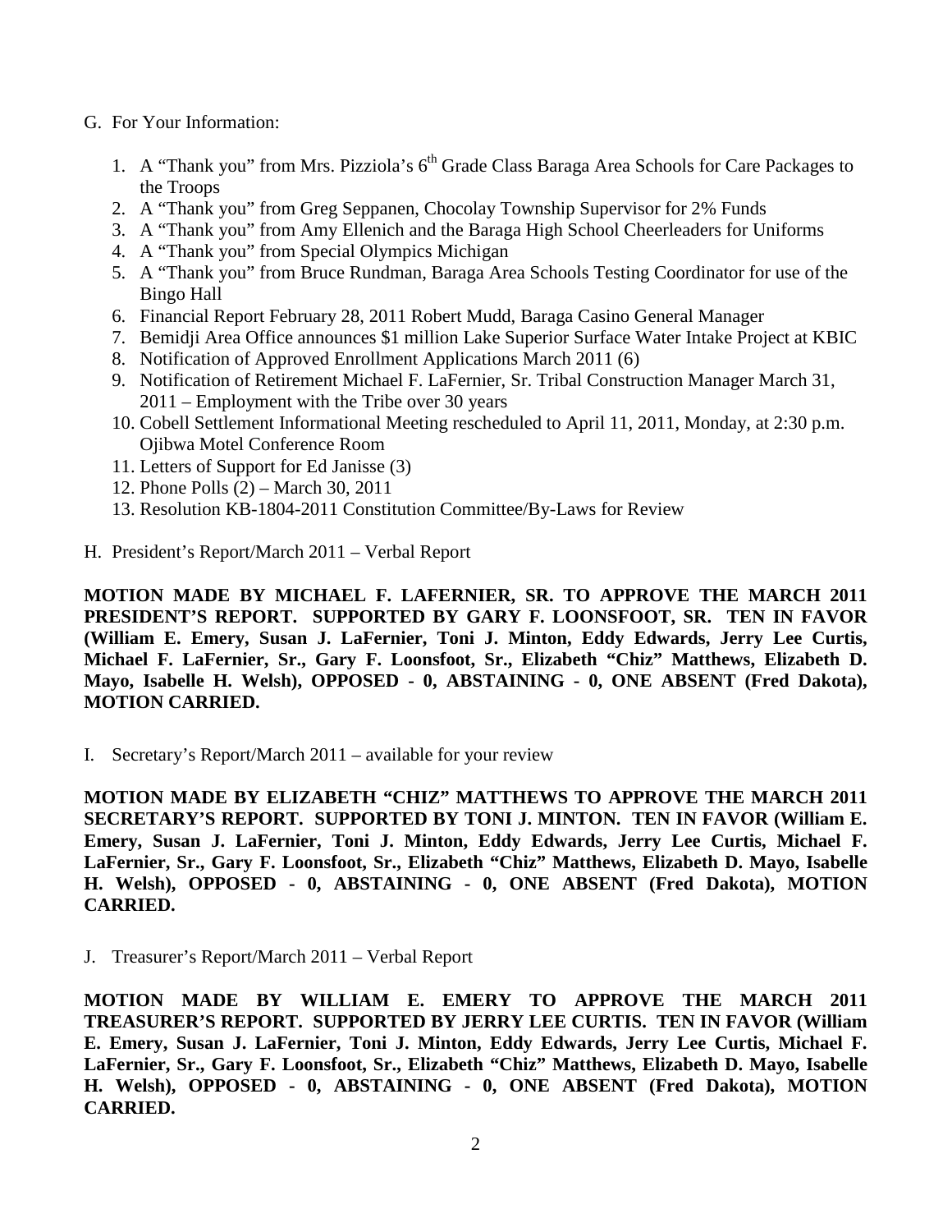G. For Your Information:

1. A "Thank you" from Mrs. Pizziola's 6th Grade Class Baraga Area Schools for Care Packages to the Troops
2. A "Thank you" from Greg Seppanen, Chocolay Township Supervisor for 2% Funds
3. A "Thank you" from Amy Ellenich and the Baraga High School Cheerleaders for Uniforms
4. A "Thank you" from Special Olympics Michigan
5. A "Thank you" from Bruce Rundman, Baraga Area Schools Testing Coordinator for use of the Bingo Hall
6. Financial Report February 28, 2011 Robert Mudd, Baraga Casino General Manager
7. Bemidji Area Office announces $1 million Lake Superior Surface Water Intake Project at KBIC
8. Notification of Approved Enrollment Applications March 2011 (6)
9. Notification of Retirement Michael F. LaFernier, Sr. Tribal Construction Manager March 31, 2011 – Employment with the Tribe over 30 years
10. Cobell Settlement Informational Meeting rescheduled to April 11, 2011, Monday, at 2:30 p.m. Ojibwa Motel Conference Room
11. Letters of Support for Ed Janisse (3)
12. Phone Polls (2) – March 30, 2011
13. Resolution KB-1804-2011 Constitution Committee/By-Laws for Review

H. President's Report/March 2011 – Verbal Report

**MOTION MADE BY MICHAEL F. LAFERNIER, SR. TO APPROVE THE MARCH 2011 PRESIDENT'S REPORT. SUPPORTED BY GARY F. LOONSFOOT, SR. TEN IN FAVOR (William E. Emery, Susan J. LaFernier, Toni J. Minton, Eddy Edwards, Jerry Lee Curtis, Michael F. LaFernier, Sr., Gary F. Loonsfoot, Sr., Elizabeth "Chiz" Matthews, Elizabeth D. Mayo, Isabelle H. Welsh), OPPOSED - 0, ABSTAINING - 0, ONE ABSENT (Fred Dakota), MOTION CARRIED.**

I. Secretary's Report/March 2011 – available for your review

**MOTION MADE BY ELIZABETH "CHIZ" MATTHEWS TO APPROVE THE MARCH 2011 SECRETARY'S REPORT. SUPPORTED BY TONI J. MINTON. TEN IN FAVOR (William E. Emery, Susan J. LaFernier, Toni J. Minton, Eddy Edwards, Jerry Lee Curtis, Michael F. LaFernier, Sr., Gary F. Loonsfoot, Sr., Elizabeth "Chiz" Matthews, Elizabeth D. Mayo, Isabelle H. Welsh), OPPOSED - 0, ABSTAINING - 0, ONE ABSENT (Fred Dakota), MOTION CARRIED.**

J. Treasurer's Report/March 2011 – Verbal Report

**MOTION MADE BY WILLIAM E. EMERY TO APPROVE THE MARCH 2011 TREASURER'S REPORT. SUPPORTED BY JERRY LEE CURTIS. TEN IN FAVOR (William E. Emery, Susan J. LaFernier, Toni J. Minton, Eddy Edwards, Jerry Lee Curtis, Michael F. LaFernier, Sr., Gary F. Loonsfoot, Sr., Elizabeth "Chiz" Matthews, Elizabeth D. Mayo, Isabelle H. Welsh), OPPOSED - 0, ABSTAINING - 0, ONE ABSENT (Fred Dakota), MOTION CARRIED.**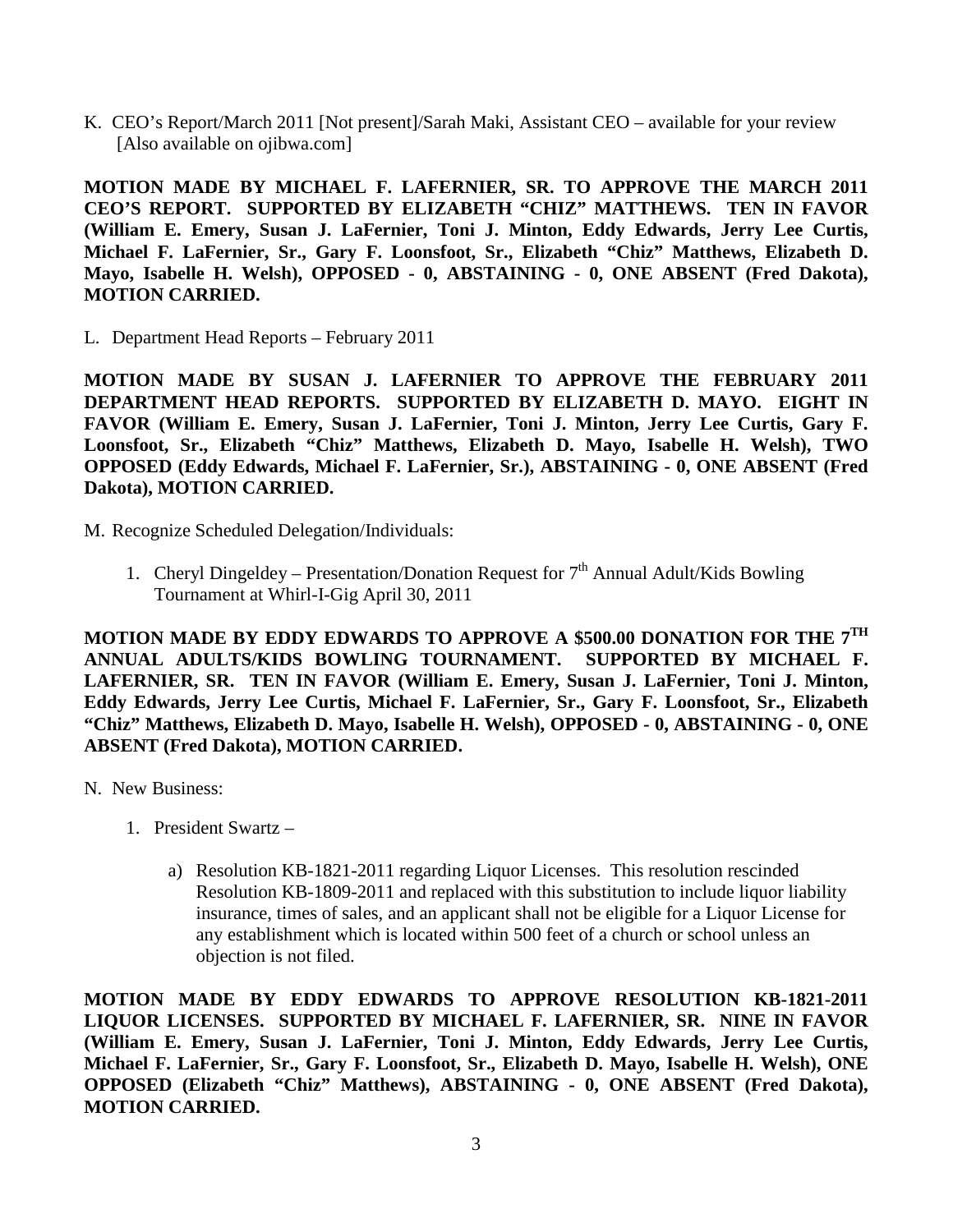K. CEO's Report/March 2011 [Not present]/Sarah Maki, Assistant CEO – available for your review [Also available on ojibwa.com]

**MOTION MADE BY MICHAEL F. LAFERNIER, SR. TO APPROVE THE MARCH 2011 CEO'S REPORT. SUPPORTED BY ELIZABETH "CHIZ" MATTHEWS. TEN IN FAVOR (William E. Emery, Susan J. LaFernier, Toni J. Minton, Eddy Edwards, Jerry Lee Curtis, Michael F. LaFernier, Sr., Gary F. Loonsfoot, Sr., Elizabeth "Chiz" Matthews, Elizabeth D. Mayo, Isabelle H. Welsh), OPPOSED - 0, ABSTAINING - 0, ONE ABSENT (Fred Dakota), MOTION CARRIED.**

L. Department Head Reports – February 2011

**MOTION MADE BY SUSAN J. LAFERNIER TO APPROVE THE FEBRUARY 2011 DEPARTMENT HEAD REPORTS. SUPPORTED BY ELIZABETH D. MAYO. EIGHT IN FAVOR (William E. Emery, Susan J. LaFernier, Toni J. Minton, Jerry Lee Curtis, Gary F. Loonsfoot, Sr., Elizabeth "Chiz" Matthews, Elizabeth D. Mayo, Isabelle H. Welsh), TWO OPPOSED (Eddy Edwards, Michael F. LaFernier, Sr.), ABSTAINING - 0, ONE ABSENT (Fred Dakota), MOTION CARRIED.**

M. Recognize Scheduled Delegation/Individuals:

1. Cheryl Dingeldey – Presentation/Donation Request for 7th Annual Adult/Kids Bowling Tournament at Whirl-I-Gig April 30, 2011

**MOTION MADE BY EDDY EDWARDS TO APPROVE A $500.00 DONATION FOR THE 7TH ANNUAL ADULTS/KIDS BOWLING TOURNAMENT. SUPPORTED BY MICHAEL F. LAFERNIER, SR. TEN IN FAVOR (William E. Emery, Susan J. LaFernier, Toni J. Minton, Eddy Edwards, Jerry Lee Curtis, Michael F. LaFernier, Sr., Gary F. Loonsfoot, Sr., Elizabeth "Chiz" Matthews, Elizabeth D. Mayo, Isabelle H. Welsh), OPPOSED - 0, ABSTAINING - 0, ONE ABSENT (Fred Dakota), MOTION CARRIED.**

N. New Business:

1. President Swartz –

   a) Resolution KB-1821-2011 regarding Liquor Licenses. This resolution rescinded Resolution KB-1809-2011 and replaced with this substitution to include liquor liability insurance, times of sales, and an applicant shall not be eligible for a Liquor License for any establishment which is located within 500 feet of a church or school unless an objection is not filed.

**MOTION MADE BY EDDY EDWARDS TO APPROVE RESOLUTION KB-1821-2011 LIQUOR LICENSES. SUPPORTED BY MICHAEL F. LAFERNIER, SR. NINE IN FAVOR (William E. Emery, Susan J. LaFernier, Toni J. Minton, Eddy Edwards, Jerry Lee Curtis, Michael F. LaFernier, Sr., Gary F. Loonsfoot, Sr., Elizabeth D. Mayo, Isabelle H. Welsh), ONE OPPOSED (Elizabeth "Chiz" Matthews), ABSTAINING - 0, ONE ABSENT (Fred Dakota), MOTION CARRIED.**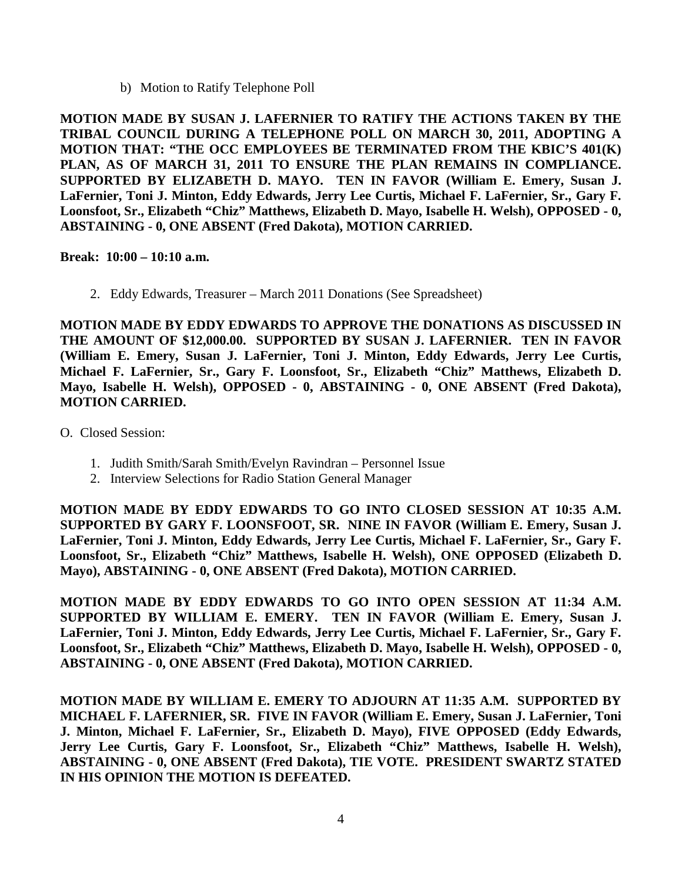b) Motion to Ratify Telephone Poll

**MOTION MADE BY SUSAN J. LAFERNIER TO RATIFY THE ACTIONS TAKEN BY THE TRIBAL COUNCIL DURING A TELEPHONE POLL ON MARCH 30, 2011, ADOPTING A MOTION THAT: "THE OCC EMPLOYEES BE TERMINATED FROM THE KBIC'S 401(K) PLAN, AS OF MARCH 31, 2011 TO ENSURE THE PLAN REMAINS IN COMPLIANCE. SUPPORTED BY ELIZABETH D. MAYO. TEN IN FAVOR (William E. Emery, Susan J. LaFernier, Toni J. Minton, Eddy Edwards, Jerry Lee Curtis, Michael F. LaFernier, Sr., Gary F. Loonsfoot, Sr., Elizabeth "Chiz" Matthews, Elizabeth D. Mayo, Isabelle H. Welsh), OPPOSED - 0, ABSTAINING - 0, ONE ABSENT (Fred Dakota), MOTION CARRIED.**

**Break: 10:00 – 10:10 a.m.**

2. Eddy Edwards, Treasurer – March 2011 Donations (See Spreadsheet)

**MOTION MADE BY EDDY EDWARDS TO APPROVE THE DONATIONS AS DISCUSSED IN THE AMOUNT OF $12,000.00. SUPPORTED BY SUSAN J. LAFERNIER. TEN IN FAVOR (William E. Emery, Susan J. LaFernier, Toni J. Minton, Eddy Edwards, Jerry Lee Curtis, Michael F. LaFernier, Sr., Gary F. Loonsfoot, Sr., Elizabeth "Chiz" Matthews, Elizabeth D. Mayo, Isabelle H. Welsh), OPPOSED - 0, ABSTAINING - 0, ONE ABSENT (Fred Dakota), MOTION CARRIED.**

O. Closed Session:

1. Judith Smith/Sarah Smith/Evelyn Ravindran – Personnel Issue
2. Interview Selections for Radio Station General Manager

**MOTION MADE BY EDDY EDWARDS TO GO INTO CLOSED SESSION AT 10:35 A.M. SUPPORTED BY GARY F. LOONSFOOT, SR. NINE IN FAVOR (William E. Emery, Susan J. LaFernier, Toni J. Minton, Eddy Edwards, Jerry Lee Curtis, Michael F. LaFernier, Sr., Gary F. Loonsfoot, Sr., Elizabeth "Chiz" Matthews, Isabelle H. Welsh), ONE OPPOSED (Elizabeth D. Mayo), ABSTAINING - 0, ONE ABSENT (Fred Dakota), MOTION CARRIED.**

**MOTION MADE BY EDDY EDWARDS TO GO INTO OPEN SESSION AT 11:34 A.M. SUPPORTED BY WILLIAM E. EMERY. TEN IN FAVOR (William E. Emery, Susan J. LaFernier, Toni J. Minton, Eddy Edwards, Jerry Lee Curtis, Michael F. LaFernier, Sr., Gary F. Loonsfoot, Sr., Elizabeth "Chiz" Matthews, Elizabeth D. Mayo, Isabelle H. Welsh), OPPOSED - 0, ABSTAINING - 0, ONE ABSENT (Fred Dakota), MOTION CARRIED.**

**MOTION MADE BY WILLIAM E. EMERY TO ADJOURN AT 11:35 A.M. SUPPORTED BY MICHAEL F. LAFERNIER, SR. FIVE IN FAVOR (William E. Emery, Susan J. LaFernier, Toni J. Minton, Michael F. LaFernier, Sr., Elizabeth D. Mayo), FIVE OPPOSED (Eddy Edwards, Jerry Lee Curtis, Gary F. Loonsfoot, Sr., Elizabeth "Chiz" Matthews, Isabelle H. Welsh), ABSTAINING - 0, ONE ABSENT (Fred Dakota), TIE VOTE. PRESIDENT SWARTZ STATED IN HIS OPINION THE MOTION IS DEFEATED.**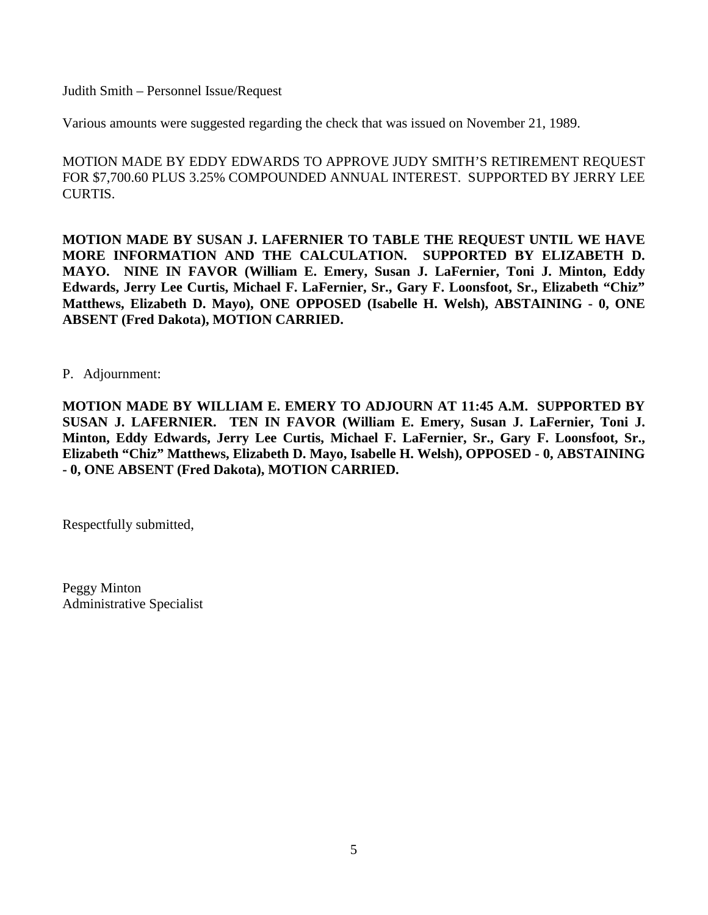Judith Smith – Personnel Issue/Request

Various amounts were suggested regarding the check that was issued on November 21, 1989.

MOTION MADE BY EDDY EDWARDS TO APPROVE JUDY SMITH'S RETIREMENT REQUEST FOR $7,700.60 PLUS 3.25% COMPOUNDED ANNUAL INTEREST. SUPPORTED BY JERRY LEE CURTIS.

**MOTION MADE BY SUSAN J. LAFERNIER TO TABLE THE REQUEST UNTIL WE HAVE MORE INFORMATION AND THE CALCULATION. SUPPORTED BY ELIZABETH D. MAYO. NINE IN FAVOR (William E. Emery, Susan J. LaFernier, Toni J. Minton, Eddy Edwards, Jerry Lee Curtis, Michael F. LaFernier, Sr., Gary F. Loonsfoot, Sr., Elizabeth "Chiz" Matthews, Elizabeth D. Mayo), ONE OPPOSED (Isabelle H. Welsh), ABSTAINING - 0, ONE ABSENT (Fred Dakota), MOTION CARRIED.**

P. Adjournment:

**MOTION MADE BY WILLIAM E. EMERY TO ADJOURN AT 11:45 A.M. SUPPORTED BY SUSAN J. LAFERNIER. TEN IN FAVOR (William E. Emery, Susan J. LaFernier, Toni J. Minton, Eddy Edwards, Jerry Lee Curtis, Michael F. LaFernier, Sr., Gary F. Loonsfoot, Sr., Elizabeth "Chiz" Matthews, Elizabeth D. Mayo, Isabelle H. Welsh), OPPOSED - 0, ABSTAINING - 0, ONE ABSENT (Fred Dakota), MOTION CARRIED.**

Respectfully submitted,

Peggy Minton
Administrative Specialist